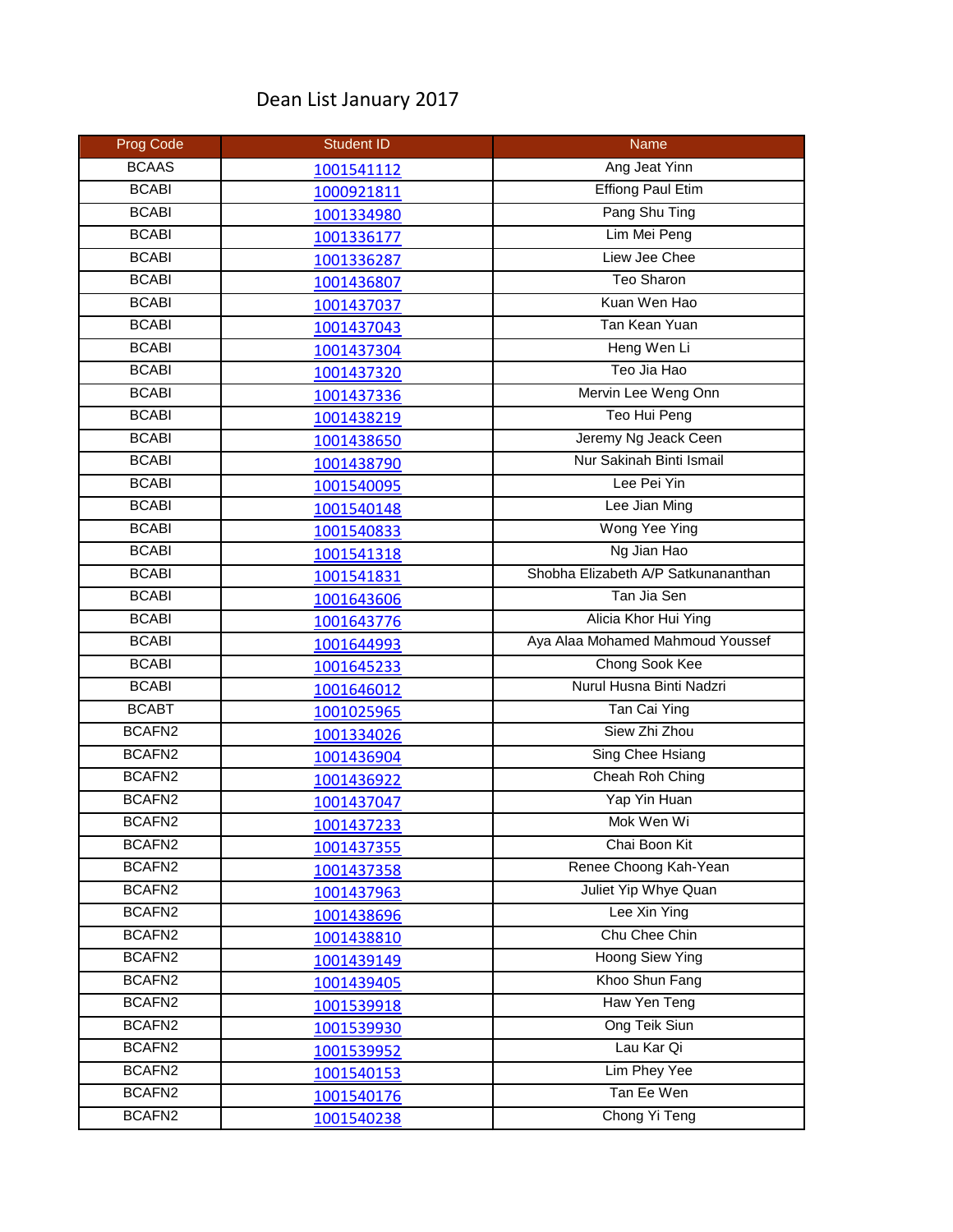# Dean List January 2017

| Prog Code | Student ID | Name |
|---|---|---|
| BCAAS | 1001541112 | Ang Jeat Yinn |
| BCABI | 1000921811 | Effiong Paul Etim |
| BCABI | 1001334980 | Pang Shu Ting |
| BCABI | 1001336177 | Lim Mei Peng |
| BCABI | 1001336287 | Liew Jee Chee |
| BCABI | 1001436807 | Teo Sharon |
| BCABI | 1001437037 | Kuan Wen Hao |
| BCABI | 1001437043 | Tan Kean Yuan |
| BCABI | 1001437304 | Heng Wen Li |
| BCABI | 1001437320 | Teo Jia Hao |
| BCABI | 1001437336 | Mervin Lee Weng Onn |
| BCABI | 1001438219 | Teo Hui Peng |
| BCABI | 1001438650 | Jeremy Ng Jeack Ceen |
| BCABI | 1001438790 | Nur Sakinah Binti Ismail |
| BCABI | 1001540095 | Lee Pei Yin |
| BCABI | 1001540148 | Lee Jian Ming |
| BCABI | 1001540833 | Wong Yee Ying |
| BCABI | 1001541318 | Ng Jian Hao |
| BCABI | 1001541831 | Shobha Elizabeth A/P Satkunananthan |
| BCABI | 1001643606 | Tan Jia Sen |
| BCABI | 1001643776 | Alicia Khor Hui Ying |
| BCABI | 1001644993 | Aya Alaa Mohamed Mahmoud Youssef |
| BCABI | 1001645233 | Chong Sook Kee |
| BCABI | 1001646012 | Nurul Husna Binti Nadzri |
| BCABT | 1001025965 | Tan Cai Ying |
| BCAFN2 | 1001334026 | Siew Zhi Zhou |
| BCAFN2 | 1001436904 | Sing Chee Hsiang |
| BCAFN2 | 1001436922 | Cheah Roh Ching |
| BCAFN2 | 1001437047 | Yap Yin Huan |
| BCAFN2 | 1001437233 | Mok Wen Wi |
| BCAFN2 | 1001437355 | Chai Boon Kit |
| BCAFN2 | 1001437358 | Renee Choong Kah-Yean |
| BCAFN2 | 1001437963 | Juliet Yip Whye Quan |
| BCAFN2 | 1001438696 | Lee Xin Ying |
| BCAFN2 | 1001438810 | Chu Chee Chin |
| BCAFN2 | 1001439149 | Hoong Siew Ying |
| BCAFN2 | 1001439405 | Khoo Shun Fang |
| BCAFN2 | 1001539918 | Haw Yen Teng |
| BCAFN2 | 1001539930 | Ong Teik Siun |
| BCAFN2 | 1001539952 | Lau Kar Qi |
| BCAFN2 | 1001540153 | Lim Phey Yee |
| BCAFN2 | 1001540176 | Tan Ee Wen |
| BCAFN2 | 1001540238 | Chong Yi Teng |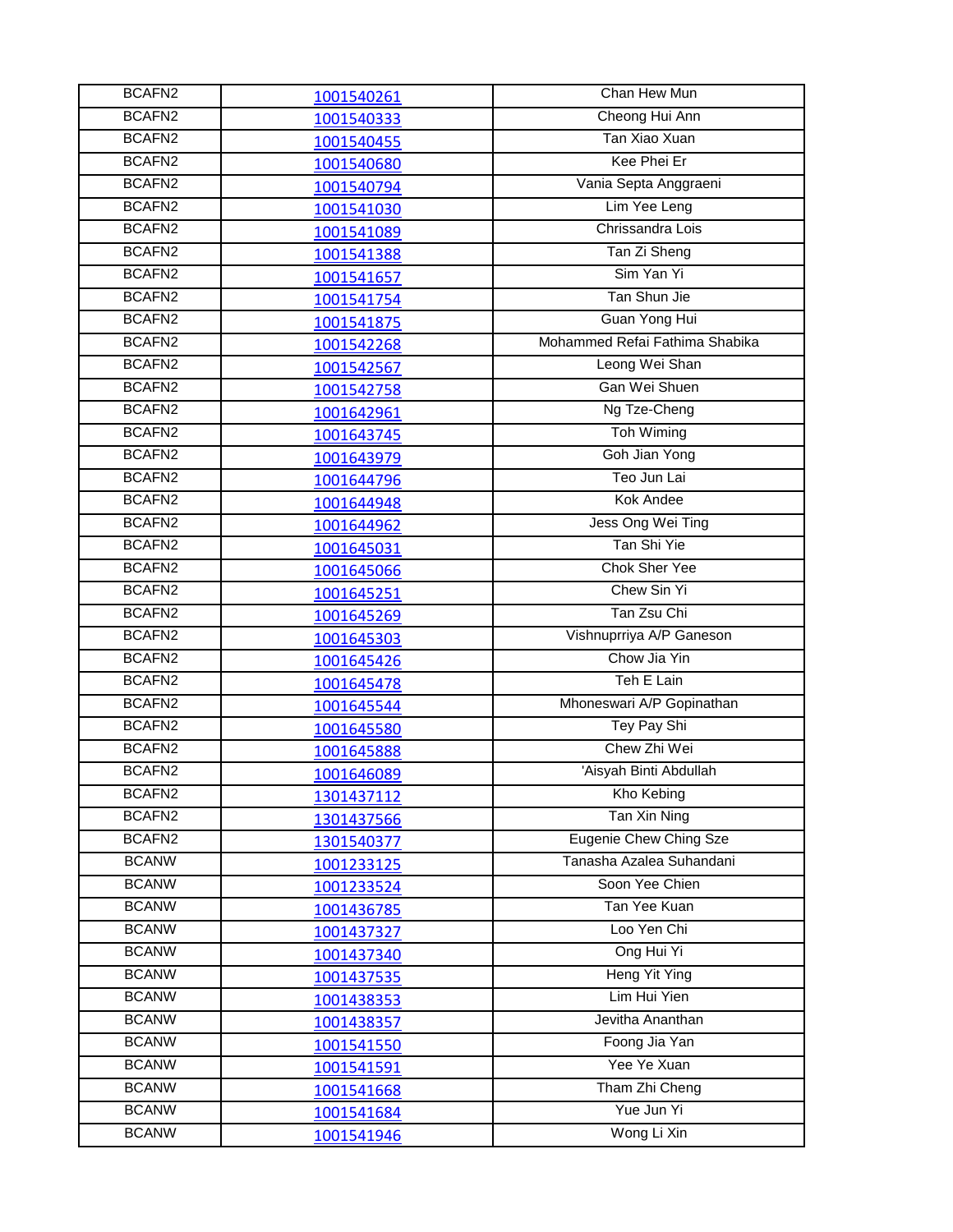| BCAFN2 | 1001540261 | Chan Hew Mun |
|---|---|---|
| BCAFN2 | 1001540333 | Cheong Hui Ann |
| BCAFN2 | 1001540455 | Tan Xiao Xuan |
| BCAFN2 | 1001540680 | Kee Phei Er |
| BCAFN2 | 1001540794 | Vania Septa Anggraeni |
| BCAFN2 | 1001541030 | Lim Yee Leng |
| BCAFN2 | 1001541089 | Chrissandra Lois |
| BCAFN2 | 1001541388 | Tan Zi Sheng |
| BCAFN2 | 1001541657 | Sim Yan Yi |
| BCAFN2 | 1001541754 | Tan Shun Jie |
| BCAFN2 | 1001541875 | Guan Yong Hui |
| BCAFN2 | 1001542268 | Mohammed Refai Fathima Shabika |
| BCAFN2 | 1001542567 | Leong Wei Shan |
| BCAFN2 | 1001542758 | Gan Wei Shuen |
| BCAFN2 | 1001642961 | Ng Tze-Cheng |
| BCAFN2 | 1001643745 | Toh Wiming |
| BCAFN2 | 1001643979 | Goh Jian Yong |
| BCAFN2 | 1001644796 | Teo Jun Lai |
| BCAFN2 | 1001644948 | Kok Andee |
| BCAFN2 | 1001644962 | Jess Ong Wei Ting |
| BCAFN2 | 1001645031 | Tan Shi Yie |
| BCAFN2 | 1001645066 | Chok Sher Yee |
| BCAFN2 | 1001645251 | Chew Sin Yi |
| BCAFN2 | 1001645269 | Tan Zsu Chi |
| BCAFN2 | 1001645303 | Vishnuprriya A/P Ganeson |
| BCAFN2 | 1001645426 | Chow Jia Yin |
| BCAFN2 | 1001645478 | Teh E Lain |
| BCAFN2 | 1001645544 | Mhoneswari A/P Gopinathan |
| BCAFN2 | 1001645580 | Tey Pay Shi |
| BCAFN2 | 1001645888 | Chew Zhi Wei |
| BCAFN2 | 1001646089 | 'Aisyah Binti Abdullah |
| BCAFN2 | 1301437112 | Kho Kebing |
| BCAFN2 | 1301437566 | Tan Xin Ning |
| BCAFN2 | 1301540377 | Eugenie Chew Ching Sze |
| BCANW | 1001233125 | Tanasha Azalea Suhandani |
| BCANW | 1001233524 | Soon Yee Chien |
| BCANW | 1001436785 | Tan Yee Kuan |
| BCANW | 1001437327 | Loo Yen Chi |
| BCANW | 1001437340 | Ong Hui Yi |
| BCANW | 1001437535 | Heng Yit Ying |
| BCANW | 1001438353 | Lim Hui Yien |
| BCANW | 1001438357 | Jevitha Ananthan |
| BCANW | 1001541550 | Foong Jia Yan |
| BCANW | 1001541591 | Yee Ye Xuan |
| BCANW | 1001541668 | Tham Zhi Cheng |
| BCANW | 1001541684 | Yue Jun Yi |
| BCANW | 1001541946 | Wong Li Xin |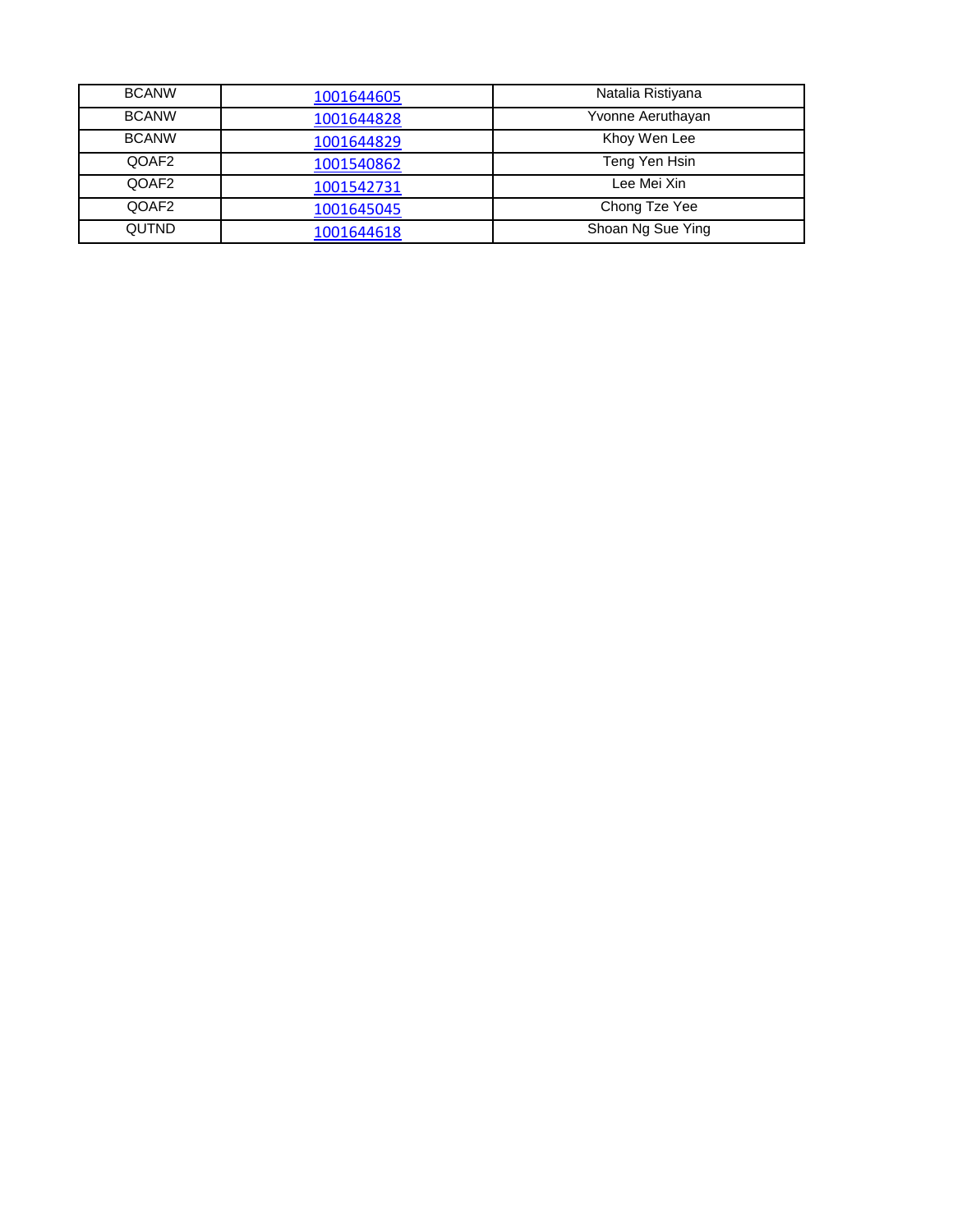| | | |
|---|---|---|
| BCANW | 1001644605 | Natalia Ristiyana |
| BCANW | 1001644828 | Yvonne Aeruthayan |
| BCANW | 1001644829 | Khoy Wen Lee |
| QOAF2 | 1001540862 | Teng Yen Hsin |
| QOAF2 | 1001542731 | Lee Mei Xin |
| QOAF2 | 1001645045 | Chong Tze Yee |
| QUTND | 1001644618 | Shoan Ng Sue Ying |